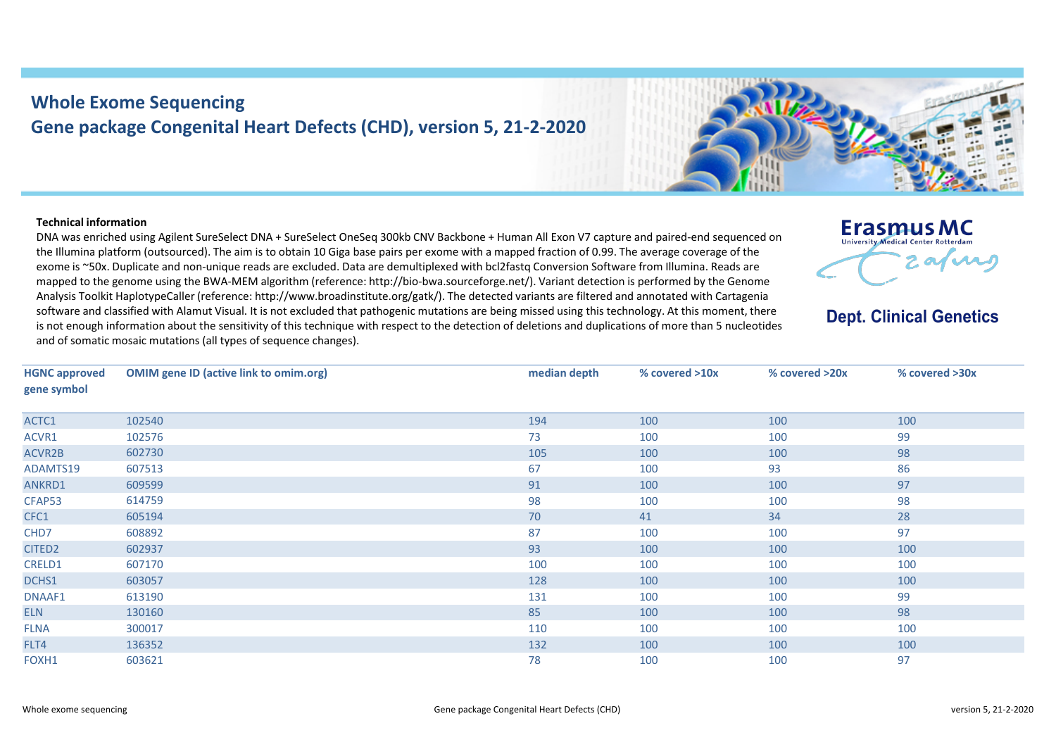# Whole Exome Sequencing

## Gene package Congenital Heart Defects (CHD), version 5, 21-2-2020

Erasmus MC
University Medical Center Rotterdam

**Dept. Clinical Genetics**

**Technical information**

DNA was enriched using Agilent SureSelect DNA + SureSelect OneSeq 300kb CNV Backbone + Human All Exon V7 capture and paired-end sequenced on the Illumina platform (outsourced). The aim is to obtain 10 Giga base pairs per exome with a mapped fraction of 0.99. The average coverage of the exome is ~50x. Duplicate and non-unique reads are excluded. Data are demultiplexed with bcl2fastq Conversion Software from Illumina. Reads are mapped to the genome using the BWA-MEM algorithm (reference: http://bio-bwa.sourceforge.net/). Variant detection is performed by the Genome Analysis Toolkit HaplotypeCaller (reference: http://www.broadinstitute.org/gatk/). The detected variants are filtered and annotated with Cartagenia software and classified with Alamut Visual. It is not excluded that pathogenic mutations are being missed using this technology. At this moment, there is not enough information about the sensitivity of this technique with respect to the detection of deletions and duplications of more than 5 nucleotides and of somatic mosaic mutations (all types of sequence changes).

| HGNC approved gene symbol | OMIM gene ID (active link to omim.org) | median depth | % covered >10x | % covered >20x | % covered >30x |
|---|---|---|---|---|---|
| ACTC1 | 102540 | 194 | 100 | 100 | 100 |
| ACVR1 | 102576 | 73 | 100 | 100 | 99 |
| ACVR2B | 602730 | 105 | 100 | 100 | 98 |
| ADAMTS19 | 607513 | 67 | 100 | 93 | 86 |
| ANKRD1 | 609599 | 91 | 100 | 100 | 97 |
| CFAP53 | 614759 | 98 | 100 | 100 | 98 |
| CFC1 | 605194 | 70 | 41 | 34 | 28 |
| CHD7 | 608892 | 87 | 100 | 100 | 97 |
| CITED2 | 602937 | 93 | 100 | 100 | 100 |
| CRELD1 | 607170 | 100 | 100 | 100 | 100 |
| DCHS1 | 603057 | 128 | 100 | 100 | 100 |
| DNAAF1 | 613190 | 131 | 100 | 100 | 99 |
| ELN | 130160 | 85 | 100 | 100 | 98 |
| FLNA | 300017 | 110 | 100 | 100 | 100 |
| FLT4 | 136352 | 132 | 100 | 100 | 100 |
| FOXH1 | 603621 | 78 | 100 | 100 | 97 |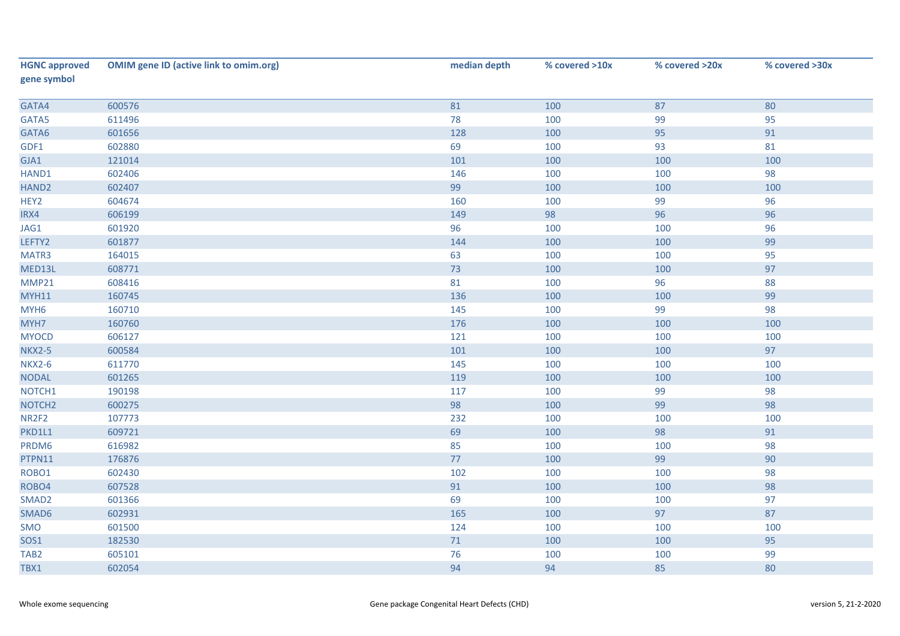| HGNC approved gene symbol | OMIM gene ID (active link to omim.org) | median depth | % covered >10x | % covered >20x | % covered >30x |
|---|---|---|---|---|---|
| GATA4 | 600576 | 81 | 100 | 87 | 80 |
| GATA5 | 611496 | 78 | 100 | 99 | 95 |
| GATA6 | 601656 | 128 | 100 | 95 | 91 |
| GDF1 | 602880 | 69 | 100 | 93 | 81 |
| GJA1 | 121014 | 101 | 100 | 100 | 100 |
| HAND1 | 602406 | 146 | 100 | 100 | 98 |
| HAND2 | 602407 | 99 | 100 | 100 | 100 |
| HEY2 | 604674 | 160 | 100 | 99 | 96 |
| IRX4 | 606199 | 149 | 98 | 96 | 96 |
| JAG1 | 601920 | 96 | 100 | 100 | 96 |
| LEFTY2 | 601877 | 144 | 100 | 100 | 99 |
| MATR3 | 164015 | 63 | 100 | 100 | 95 |
| MED13L | 608771 | 73 | 100 | 100 | 97 |
| MMP21 | 608416 | 81 | 100 | 96 | 88 |
| MYH11 | 160745 | 136 | 100 | 100 | 99 |
| MYH6 | 160710 | 145 | 100 | 99 | 98 |
| MYH7 | 160760 | 176 | 100 | 100 | 100 |
| MYOCD | 606127 | 121 | 100 | 100 | 100 |
| NKX2-5 | 600584 | 101 | 100 | 100 | 97 |
| NKX2-6 | 611770 | 145 | 100 | 100 | 100 |
| NODAL | 601265 | 119 | 100 | 100 | 100 |
| NOTCH1 | 190198 | 117 | 100 | 99 | 98 |
| NOTCH2 | 600275 | 98 | 100 | 99 | 98 |
| NR2F2 | 107773 | 232 | 100 | 100 | 100 |
| PKD1L1 | 609721 | 69 | 100 | 98 | 91 |
| PRDM6 | 616982 | 85 | 100 | 100 | 98 |
| PTPN11 | 176876 | 77 | 100 | 99 | 90 |
| ROBO1 | 602430 | 102 | 100 | 100 | 98 |
| ROBO4 | 607528 | 91 | 100 | 100 | 98 |
| SMAD2 | 601366 | 69 | 100 | 100 | 97 |
| SMAD6 | 602931 | 165 | 100 | 97 | 87 |
| SMO | 601500 | 124 | 100 | 100 | 100 |
| SOS1 | 182530 | 71 | 100 | 100 | 95 |
| TAB2 | 605101 | 76 | 100 | 100 | 99 |
| TBX1 | 602054 | 94 | 94 | 85 | 80 |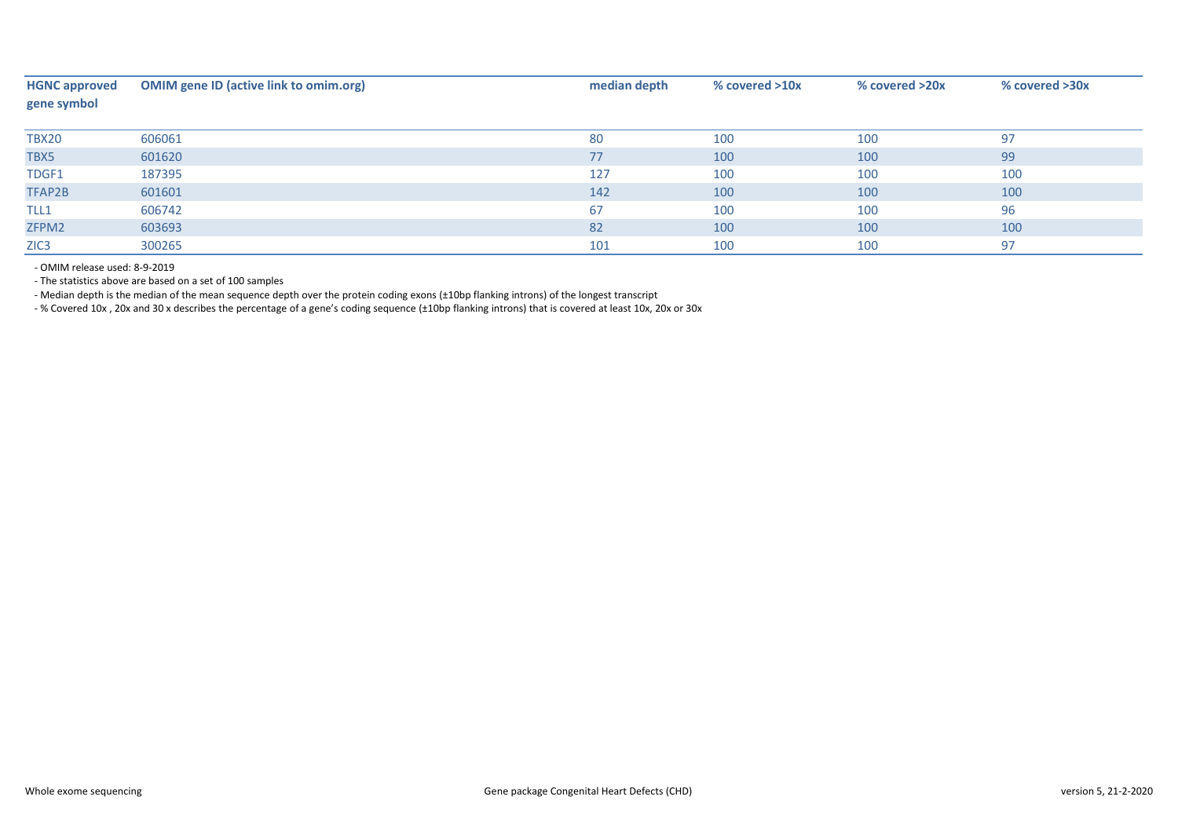| HGNC approved gene symbol | OMIM gene ID (active link to omim.org) | median depth | % covered >10x | % covered >20x | % covered >30x |
|---|---|---|---|---|---|
| TBX20 | 606061 | 80 | 100 | 100 | 97 |
| TBX5 | 601620 | 77 | 100 | 100 | 99 |
| TDGF1 | 187395 | 127 | 100 | 100 | 100 |
| TFAP2B | 601601 | 142 | 100 | 100 | 100 |
| TLL1 | 606742 | 67 | 100 | 100 | 96 |
| ZFPM2 | 603693 | 82 | 100 | 100 | 100 |
| ZIC3 | 300265 | 101 | 100 | 100 | 97 |

- OMIM release used: 8-9-2019
- The statistics above are based on a set of 100 samples
- Median depth is the median of the mean sequence depth over the protein coding exons (±10bp flanking introns) of the longest transcript
- % Covered 10x , 20x and 30 x describes the percentage of a gene's coding sequence (±10bp flanking introns) that is covered at least 10x, 20x or 30x